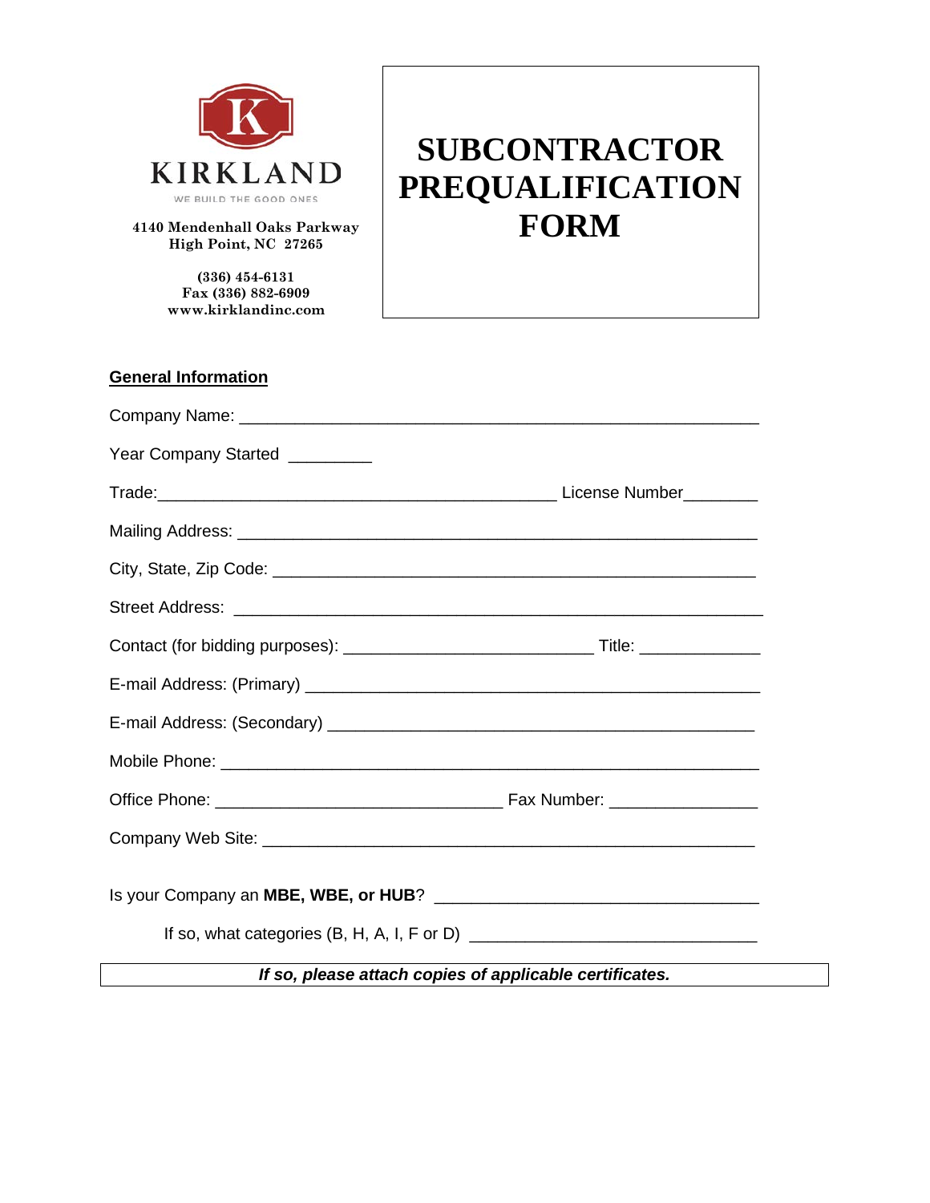KIRKLAND

WE BUILD THE GOOD ONES

**4140 Mendenhall Oaks Parkway**
**High Point, NC 27265**

**(336) 454-6131**
**Fax (336) 882-6909**
**www.kirklandinc.com**

# SUBCONTRACTOR PREQUALIFICATION FORM

## General Information

Company Name: ______________________________________________________

Year Company Started _________

Trade: ____________________________________________ License Number________

Mailing Address: _____________________________________________________

City, State, Zip Code: __________________________________________________

Street Address: ______________________________________________________

Contact (for bidding purposes): ___________________________ Title: _____________

E-mail Address: (Primary) _______________________________________________

E-mail Address: (Secondary) _____________________________________________

Mobile Phone: _______________________________________________________

Office Phone: _______________________________ Fax Number: _______________

Company Web Site: ___________________________________________________

Is your Company an **MBE, WBE, or HUB**? __________________________________

If so, what categories (B, H, A, I, F or D) ______________________________

***If so, please attach copies of applicable certificates.***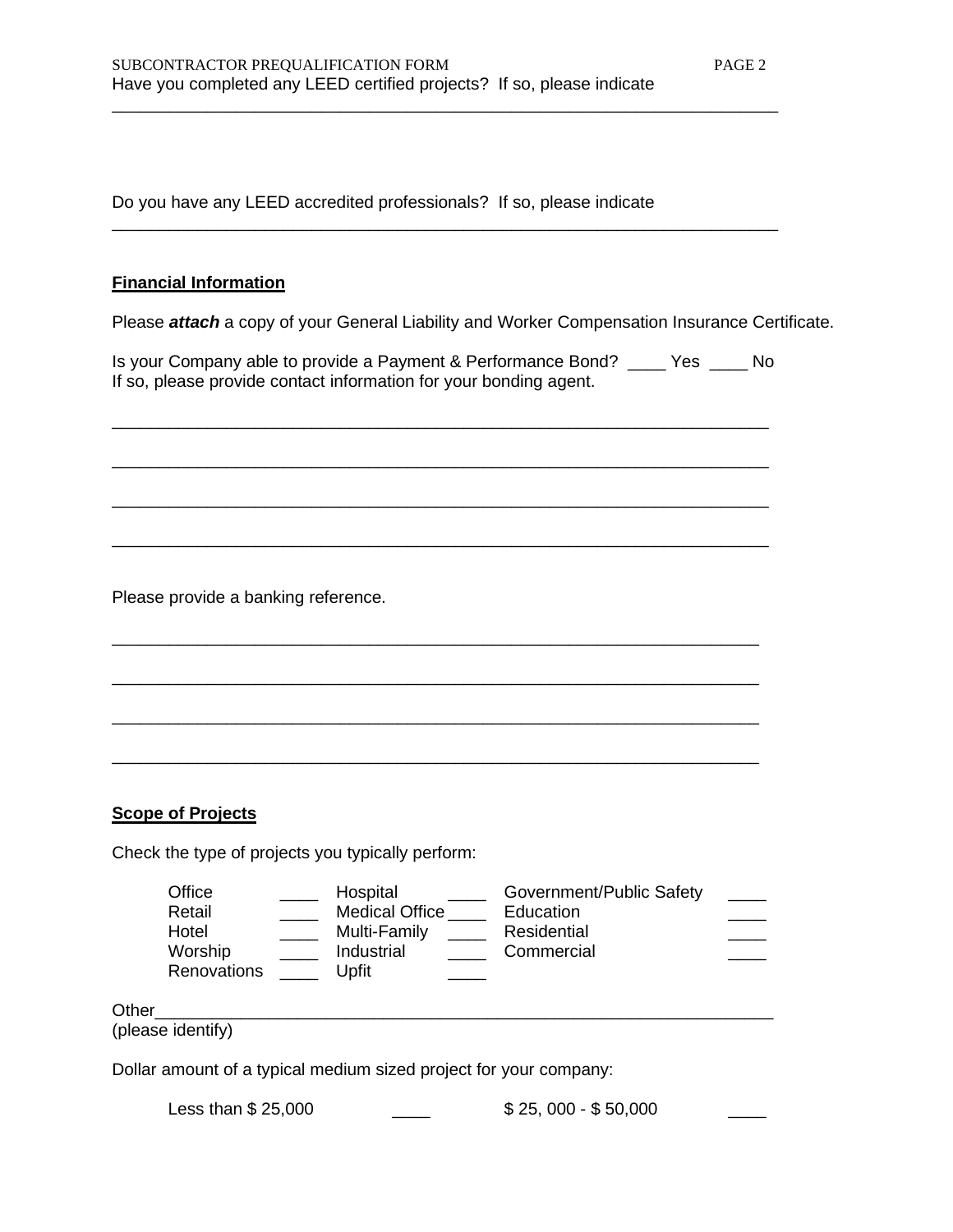Have you completed any LEED certified projects? If so, please indicate

________________________________________________________________________

Do you have any LEED accredited professionals? If so, please indicate

________________________________________________________________________

**Financial Information**

Please ***attach*** a copy of your General Liability and Worker Compensation Insurance Certificate.

Is your Company able to provide a Payment & Performance Bond? ____ Yes ____ No
If so, please provide contact information for your bonding agent.

________________________________________________________________________

________________________________________________________________________

________________________________________________________________________

________________________________________________________________________

Please provide a banking reference.

________________________________________________________________________

________________________________________________________________________

________________________________________________________________________

________________________________________________________________________

**Scope of Projects**

Check the type of projects you typically perform:

| | | | | | |
|---|---|---|---|---|---|
| Office | ____ | Hospital | ____ | Government/Public Safety | ____ |
| Retail | ____ | Medical Office | ____ | Education | ____ |
| Hotel | ____ | Multi-Family | ____ | Residential | ____ |
| Worship | ____ | Industrial | ____ | Commercial | ____ |
| Renovations | ____ | Upfit | ____ | | |

Other__________________________________________________________________
(please identify)

Dollar amount of a typical medium sized project for your company:

| | | | |
|---|---|---|---|
| Less than $ 25,000 | ____ | $ 25, 000 - $ 50,000 | ____ |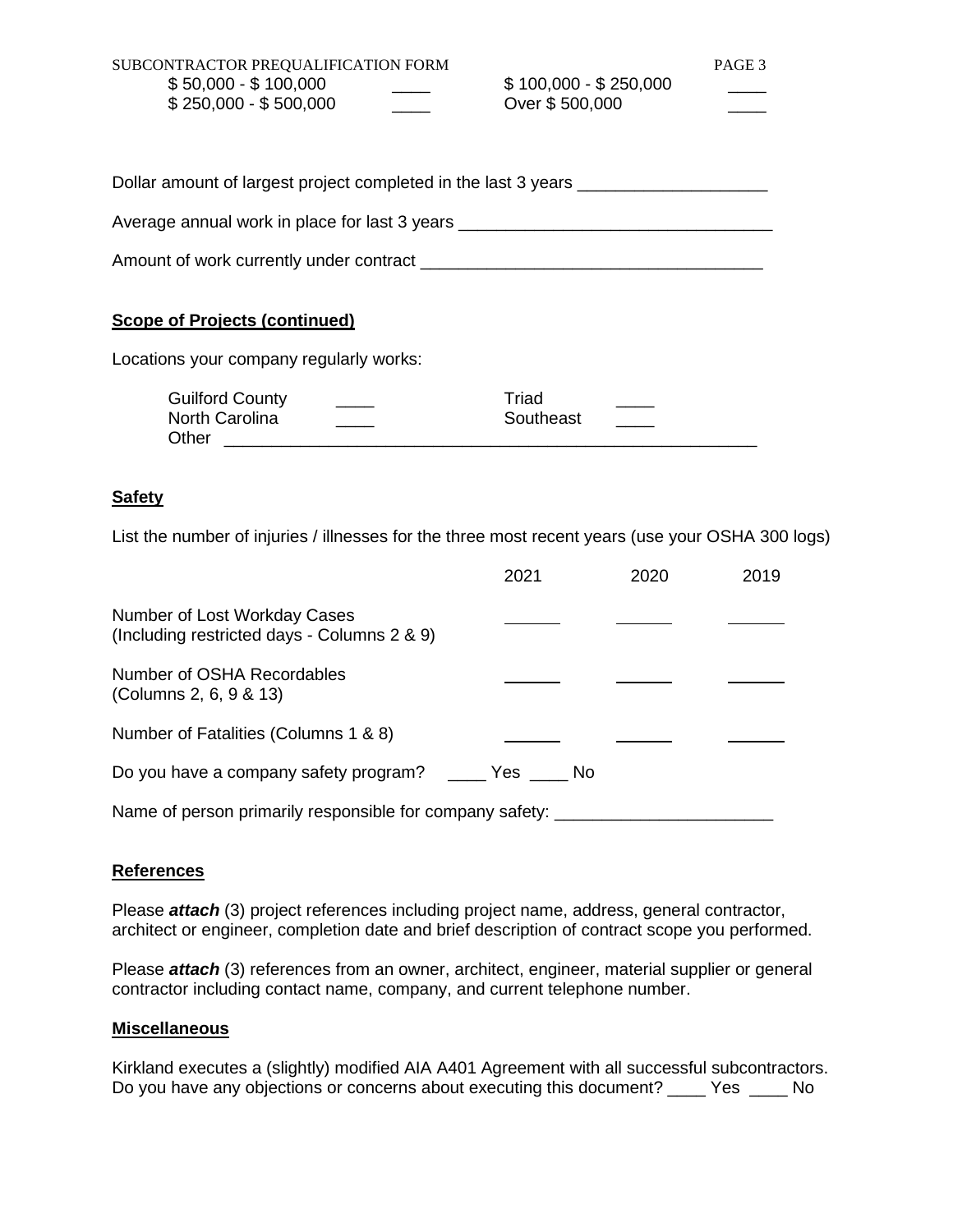| | | | |
|---|---|---|---|
| $ 50,000 - $ 100,000 | ____ | $ 100,000 - $ 250,000 | ____ |
| $ 250,000 - $ 500,000 | ____ | Over $ 500,000 | ____ |

Dollar amount of largest project completed in the last 3 years ____________________

Average annual work in place for last 3 years _________________________________

Amount of work currently under contract ____________________________________

**Scope of Projects (continued)**

Locations your company regularly works:

| | | | |
|---|---|---|---|
| Guilford County | ____ | Triad | ____ |
| North Carolina | ____ | Southeast | ____ |

Other _________________________________________________________

**Safety**

List the number of injuries / illnesses for the three most recent years (use your OSHA 300 logs)

| | 2021 | 2020 | 2019 |
|---|---|---|---|
| Number of Lost Workday Cases (Including restricted days - Columns 2 & 9) | ______ | ______ | ______ |
| Number of OSHA Recordables (Columns 2, 6, 9 & 13) | ______ | ______ | ______ |
| Number of Fatalities (Columns 1 & 8) | ______ | ______ | ______ |

Do you have a company safety program? ____ Yes ____ No

Name of person primarily responsible for company safety: _______________________

**References**

Please ***attach*** (3) project references including project name, address, general contractor, architect or engineer, completion date and brief description of contract scope you performed.

Please ***attach*** (3) references from an owner, architect, engineer, material supplier or general contractor including contact name, company, and current telephone number.

**Miscellaneous**

Kirkland executes a (slightly) modified AIA A401 Agreement with all successful subcontractors. Do you have any objections or concerns about executing this document? ____ Yes ____ No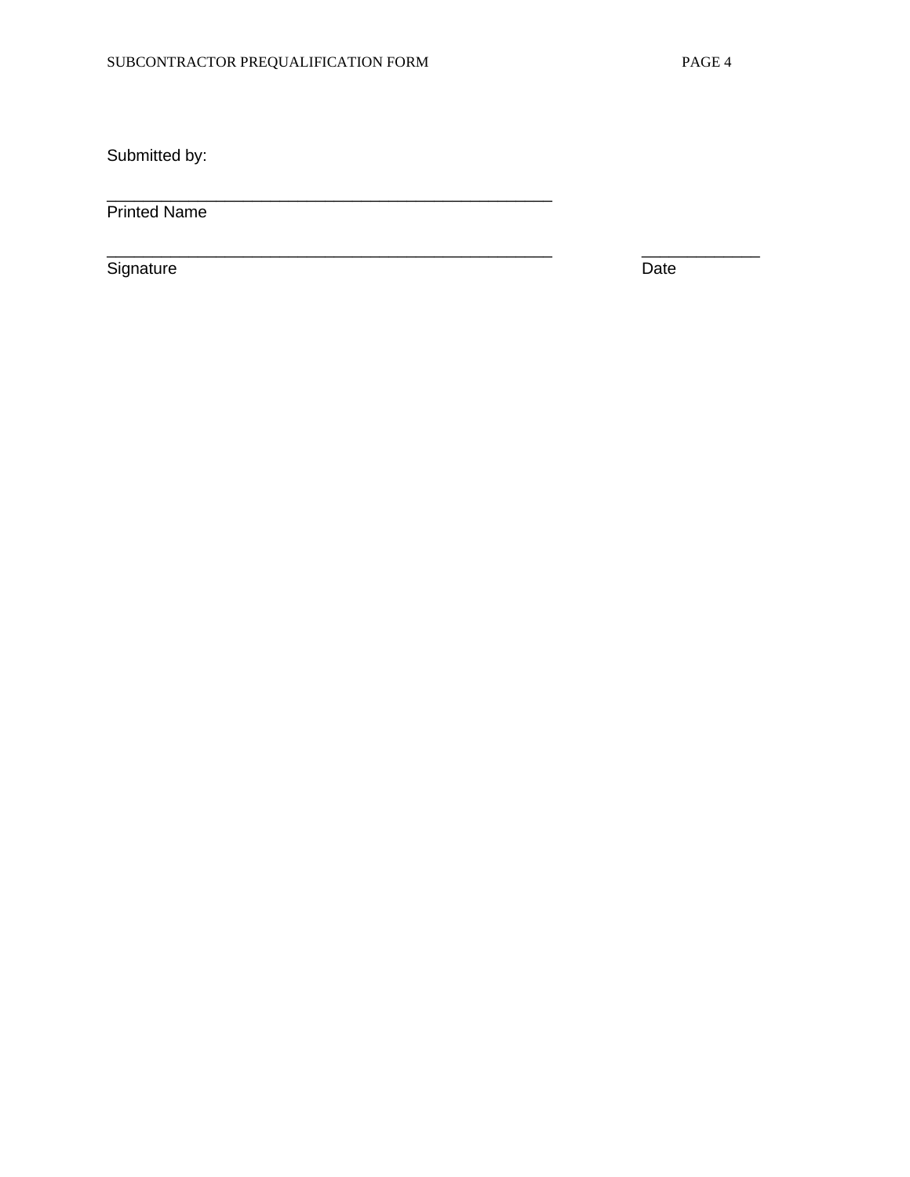Submitted by:

\_\_\_\_\_\_\_\_\_\_\_\_\_\_\_\_\_\_\_\_\_\_\_\_\_\_\_\_\_\_\_\_\_\_\_\_\_\_\_\_\_\_\_\_\_\_\_\_\_\_
Printed Name

\_\_\_\_\_\_\_\_\_\_\_\_\_\_\_\_\_\_\_\_\_\_\_\_\_\_\_\_\_\_\_\_\_\_\_\_\_\_\_\_\_\_\_\_\_\_\_\_\_\_ \_\_\_\_\_\_\_\_\_\_\_\_\_
Signature Date